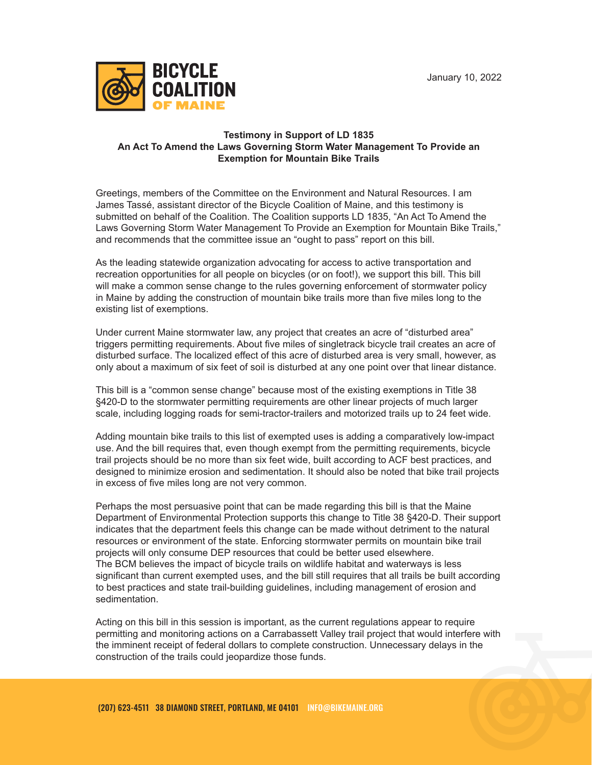**BICYCLE COALITION OF MAINE**

January 10, 2022

**Testimony in Support of LD 1835**
**An Act To Amend the Laws Governing Storm Water Management To Provide an Exemption for Mountain Bike Trails**

Greetings, members of the Committee on the Environment and Natural Resources. I am James Tassé, assistant director of the Bicycle Coalition of Maine, and this testimony is submitted on behalf of the Coalition. The Coalition supports LD 1835, "An Act To Amend the Laws Governing Storm Water Management To Provide an Exemption for Mountain Bike Trails," and recommends that the committee issue an "ought to pass" report on this bill.

As the leading statewide organization advocating for access to active transportation and recreation opportunities for all people on bicycles (or on foot!), we support this bill. This bill will make a common sense change to the rules governing enforcement of stormwater policy in Maine by adding the construction of mountain bike trails more than five miles long to the existing list of exemptions.

Under current Maine stormwater law, any project that creates an acre of "disturbed area" triggers permitting requirements. About five miles of singletrack bicycle trail creates an acre of disturbed surface. The localized effect of this acre of disturbed area is very small, however, as only about a maximum of six feet of soil is disturbed at any one point over that linear distance.

This bill is a "common sense change" because most of the existing exemptions in Title 38 §420-D to the stormwater permitting requirements are other linear projects of much larger scale, including logging roads for semi-tractor-trailers and motorized trails up to 24 feet wide.

Adding mountain bike trails to this list of exempted uses is adding a comparatively low-impact use. And the bill requires that, even though exempt from the permitting requirements, bicycle trail projects should be no more than six feet wide, built according to ACF best practices, and designed to minimize erosion and sedimentation. It should also be noted that bike trail projects in excess of five miles long are not very common.

Perhaps the most persuasive point that can be made regarding this bill is that the Maine Department of Environmental Protection supports this change to Title 38 §420-D. Their support indicates that the department feels this change can be made without detriment to the natural resources or environment of the state. Enforcing stormwater permits on mountain bike trail projects will only consume DEP resources that could be better used elsewhere.
The BCM believes the impact of bicycle trails on wildlife habitat and waterways is less significant than current exempted uses, and the bill still requires that all trails be built according to best practices and state trail-building guidelines, including management of erosion and sedimentation.

Acting on this bill in this session is important, as the current regulations appear to require permitting and monitoring actions on a Carrabassett Valley trail project that would interfere with the imminent receipt of federal dollars to complete construction. Unnecessary delays in the construction of the trails could jeopardize those funds.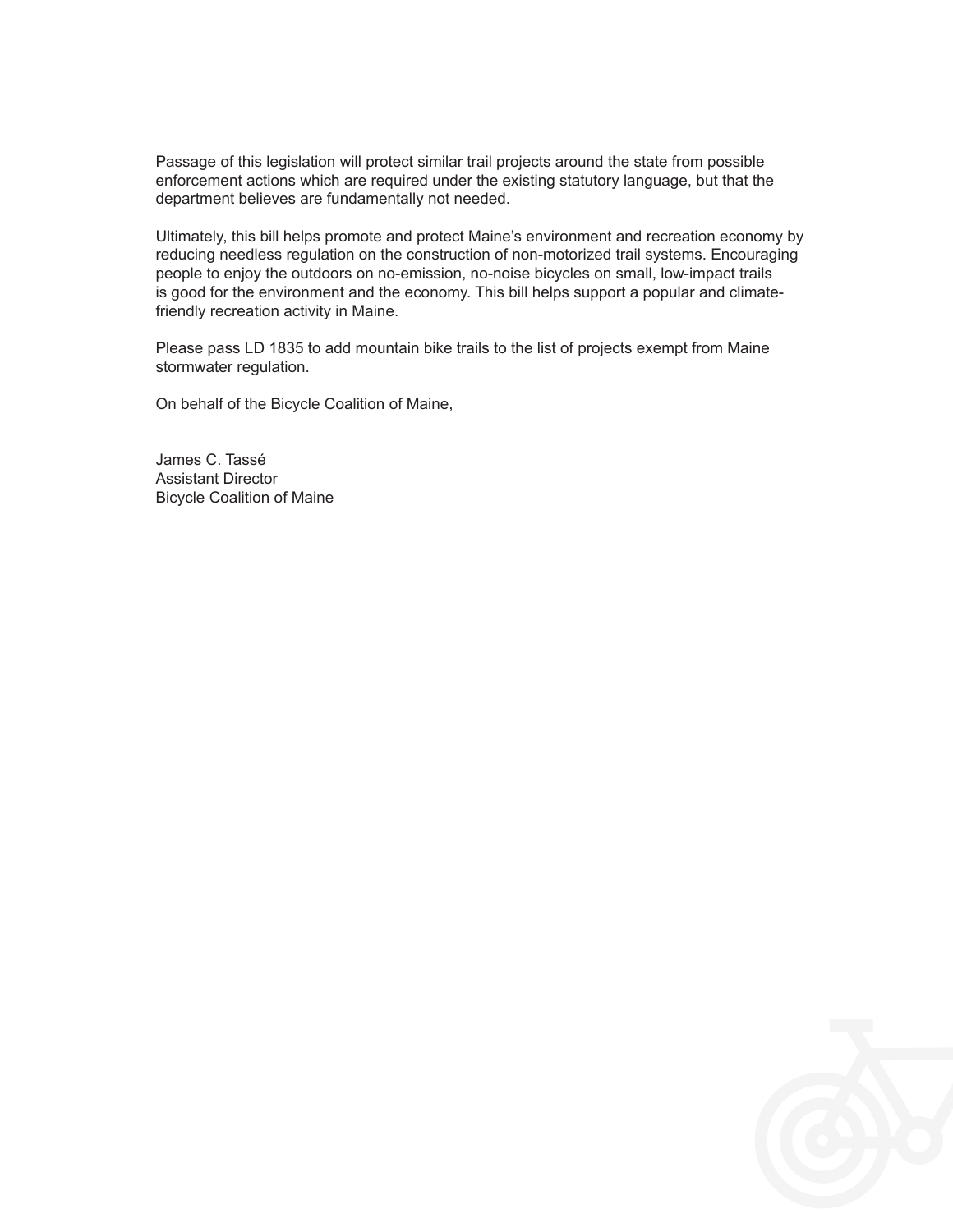Passage of this legislation will protect similar trail projects around the state from possible enforcement actions which are required under the existing statutory language, but that the department believes are fundamentally not needed.

Ultimately, this bill helps promote and protect Maine's environment and recreation economy by reducing needless regulation on the construction of non-motorized trail systems. Encouraging people to enjoy the outdoors on no-emission, no-noise bicycles on small, low-impact trails is good for the environment and the economy. This bill helps support a popular and climate-friendly recreation activity in Maine.

Please pass LD 1835 to add mountain bike trails to the list of projects exempt from Maine stormwater regulation.

On behalf of the Bicycle Coalition of Maine,

James C. Tassé  
Assistant Director  
Bicycle Coalition of Maine